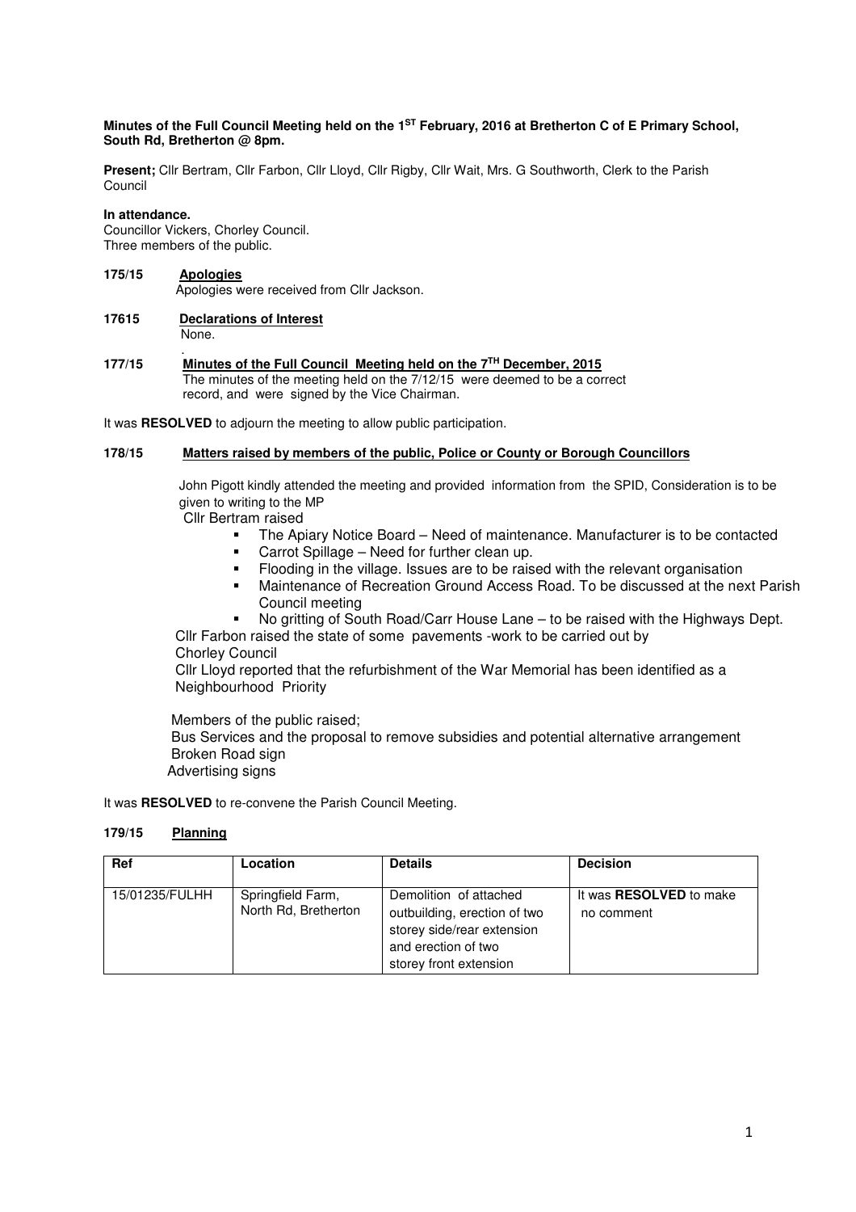**Minutes of the Full Council Meeting held on the 1ST February, 2016 at Bretherton C of E Primary School, South Rd, Bretherton @ 8pm.**

**Present;** Cllr Bertram, Cllr Farbon, Cllr Lloyd, Cllr Rigby, Cllr Wait, Mrs. G Southworth, Clerk to the Parish Council

**In attendance.**
Councillor Vickers, Chorley Council.
Three members of the public.

**175/15 Apologies**

Apologies were received from Cllr Jackson.

**17615 Declarations of Interest**

None.

**177/15 Minutes of the Full Council Meeting held on the 7TH December, 2015**

The minutes of the meeting held on the 7/12/15 were deemed to be a correct record, and were signed by the Vice Chairman.

It was **RESOLVED** to adjourn the meeting to allow public participation.

**178/15 Matters raised by members of the public, Police or County or Borough Councillors**

John Pigott kindly attended the meeting and provided information from the SPID, Consideration is to be given to writing to the MP

Cllr Bertram raised

- The Apiary Notice Board – Need of maintenance. Manufacturer is to be contacted
- Carrot Spillage – Need for further clean up.
- Flooding in the village. Issues are to be raised with the relevant organisation
- Maintenance of Recreation Ground Access Road. To be discussed at the next Parish Council meeting
- No gritting of South Road/Carr House Lane – to be raised with the Highways Dept.

Cllr Farbon raised the state of some pavements -work to be carried out by Chorley Council

Cllr Lloyd reported that the refurbishment of the War Memorial has been identified as a Neighbourhood Priority

Members of the public raised;
Bus Services and the proposal to remove subsidies and potential alternative arrangement
Broken Road sign
Advertising signs

It was **RESOLVED** to re-convene the Parish Council Meeting.

**179/15 Planning**

| Ref | Location | Details | Decision |
|---|---|---|---|
| 15/01235/FULHH | Springfield Farm, North Rd, Bretherton | Demolition of attached outbuilding, erection of two storey side/rear extension and erection of two storey front extension | It was **RESOLVED** to make no comment |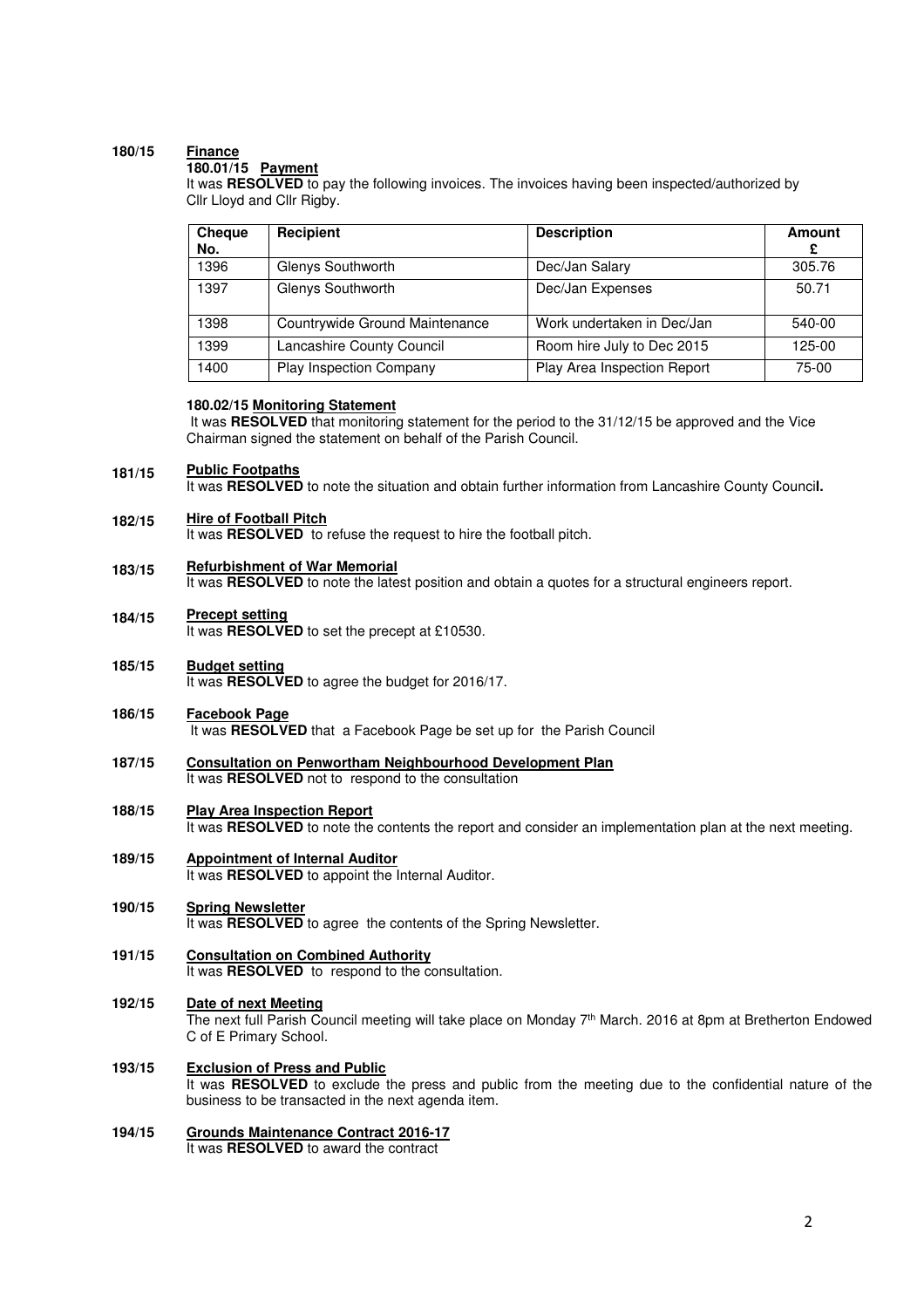**180/15 Finance**

**180.01/15 Payment**

It was **RESOLVED** to pay the following invoices. The invoices having been inspected/authorized by Cllr Lloyd and Cllr Rigby.

| Cheque No. | Recipient | Description | Amount £ |
|---|---|---|---|
| 1396 | Glenys Southworth | Dec/Jan Salary | 305.76 |
| 1397 | Glenys Southworth | Dec/Jan Expenses | 50.71 |
| 1398 | Countrywide Ground Maintenance | Work undertaken in Dec/Jan | 540-00 |
| 1399 | Lancashire County Council | Room hire July to Dec 2015 | 125-00 |
| 1400 | Play Inspection Company | Play Area Inspection Report | 75-00 |

**180.02/15 Monitoring Statement**

It was **RESOLVED** that monitoring statement for the period to the 31/12/15 be approved and the Vice Chairman signed the statement on behalf of the Parish Council.

**181/15 Public Footpaths**

It was **RESOLVED** to note the situation and obtain further information from Lancashire County Counci**l.**

**182/15 Hire of Football Pitch**

It was **RESOLVED** to refuse the request to hire the football pitch.

**183/15 Refurbishment of War Memorial**

It was **RESOLVED** to note the latest position and obtain a quotes for a structural engineers report.

**184/15 Precept setting**

It was **RESOLVED** to set the precept at £10530.

**185/15 Budget setting**

It was **RESOLVED** to agree the budget for 2016/17.

**186/15 Facebook Page**

It was **RESOLVED** that a Facebook Page be set up for the Parish Council

**187/15 Consultation on Penwortham Neighbourhood Development Plan**

It was **RESOLVED** not to respond to the consultation

**188/15 Play Area Inspection Report**

It was **RESOLVED** to note the contents the report and consider an implementation plan at the next meeting.

**189/15 Appointment of Internal Auditor**

It was **RESOLVED** to appoint the Internal Auditor.

**190/15 Spring Newsletter**

It was **RESOLVED** to agree the contents of the Spring Newsletter.

**191/15 Consultation on Combined Authority**

It was **RESOLVED** to respond to the consultation.

**192/15 Date of next Meeting**

The next full Parish Council meeting will take place on Monday 7th March. 2016 at 8pm at Bretherton Endowed C of E Primary School.

**193/15 Exclusion of Press and Public**

It was **RESOLVED** to exclude the press and public from the meeting due to the confidential nature of the business to be transacted in the next agenda item.

**194/15 Grounds Maintenance Contract 2016-17**

It was **RESOLVED** to award the contract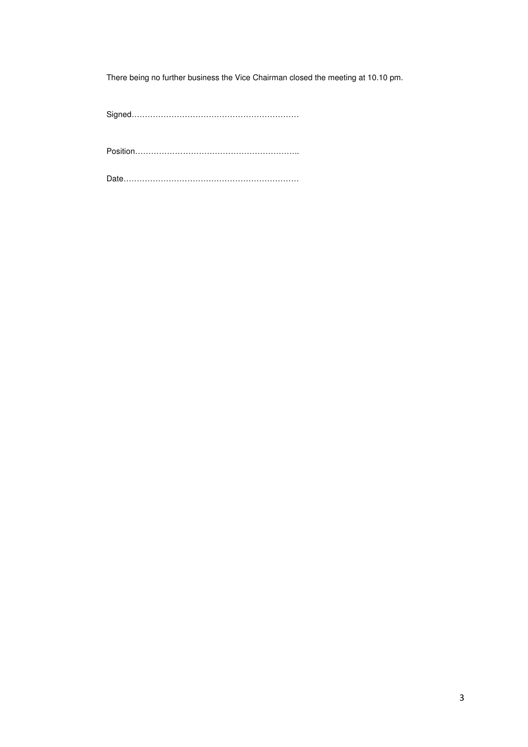There being no further business the Vice Chairman closed the meeting at 10.10 pm.

Signed………………………………………………………

Position……………………………………………………..

Date…………………………………………………………